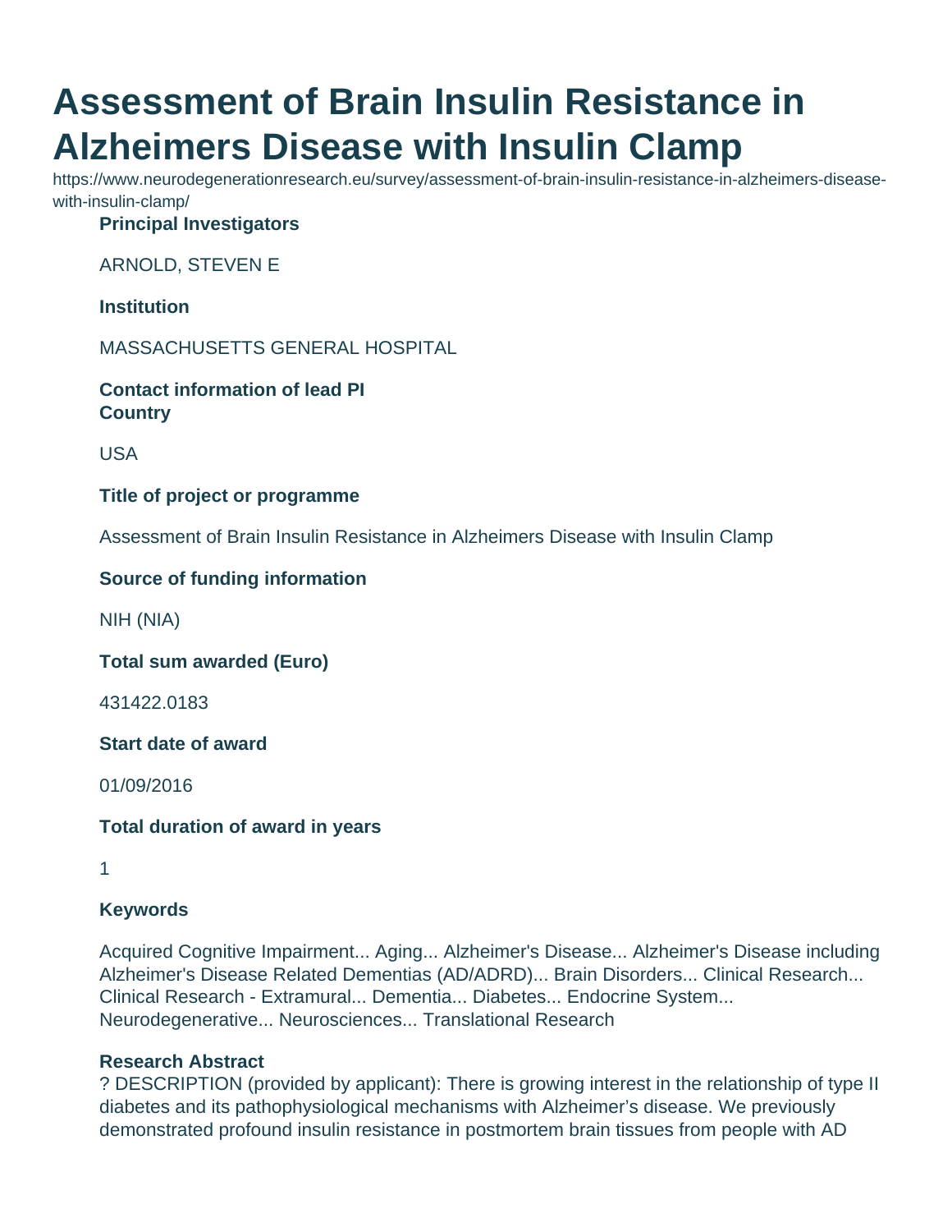# Assessment of Brain Insulin Resistance in Alzheimers Disease with Insulin Clamp

https://www.neurodegenerationresearch.eu/survey/assessment-of-brain-insulin-resistance-in-alzheimers-disease-with-insulin-clamp/

**Principal Investigators**

ARNOLD, STEVEN E

**Institution**

MASSACHUSETTS GENERAL HOSPITAL

**Contact information of lead PI**
**Country**

USA

**Title of project or programme**

Assessment of Brain Insulin Resistance in Alzheimers Disease with Insulin Clamp

**Source of funding information**

NIH (NIA)

**Total sum awarded (Euro)**

431422.0183

**Start date of award**

01/09/2016

**Total duration of award in years**

1

**Keywords**

Acquired Cognitive Impairment... Aging... Alzheimer's Disease... Alzheimer's Disease including Alzheimer's Disease Related Dementias (AD/ADRD)... Brain Disorders... Clinical Research... Clinical Research - Extramural... Dementia... Diabetes... Endocrine System... Neurodegenerative... Neurosciences... Translational Research

**Research Abstract**

? DESCRIPTION (provided by applicant): There is growing interest in the relationship of type II diabetes and its pathophysiological mechanisms with Alzheimer's disease. We previously demonstrated profound insulin resistance in postmortem brain tissues from people with AD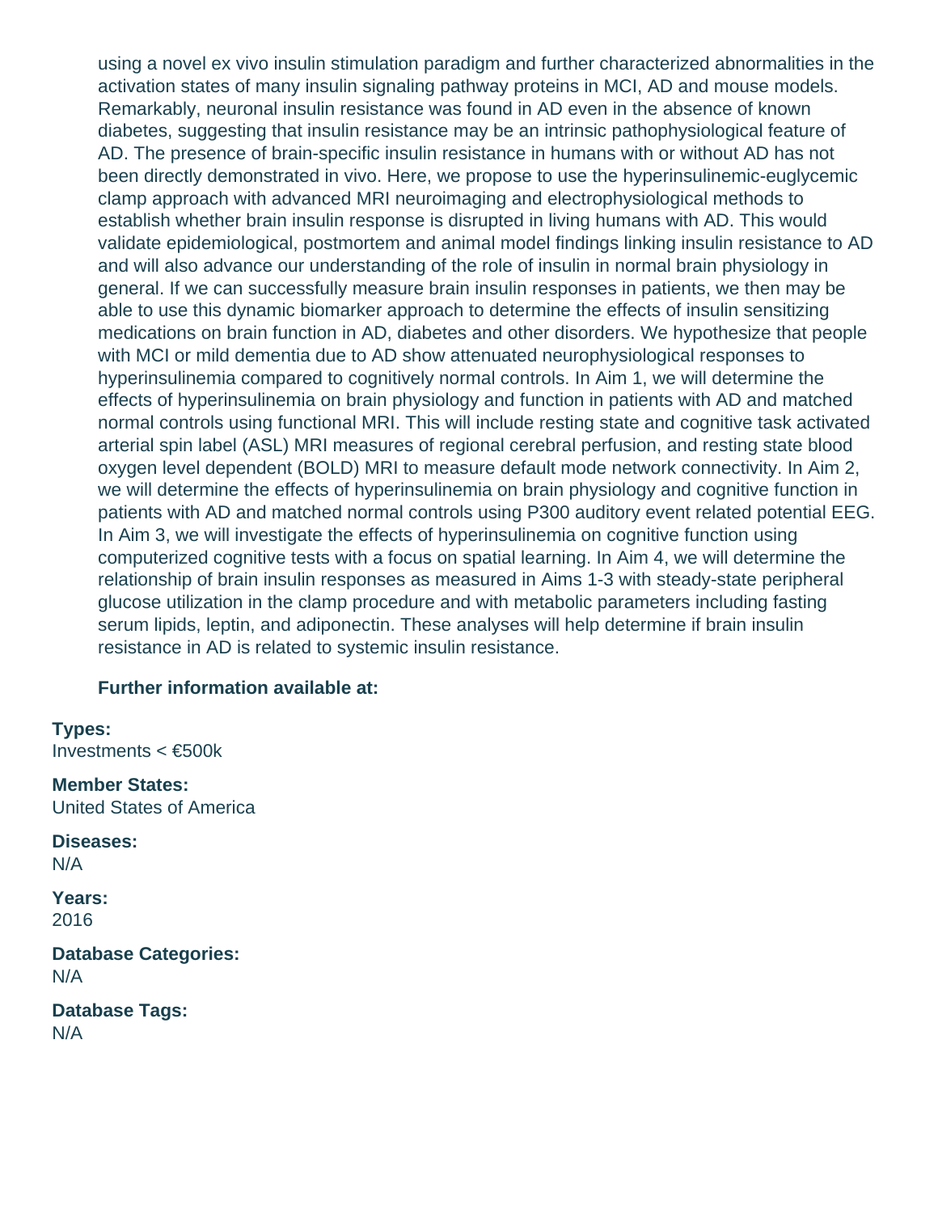using a novel ex vivo insulin stimulation paradigm and further characterized abnormalities in the activation states of many insulin signaling pathway proteins in MCI, AD and mouse models. Remarkably, neuronal insulin resistance was found in AD even in the absence of known diabetes, suggesting that insulin resistance may be an intrinsic pathophysiological feature of AD. The presence of brain-specific insulin resistance in humans with or without AD has not been directly demonstrated in vivo. Here, we propose to use the hyperinsulinemic-euglycemic clamp approach with advanced MRI neuroimaging and electrophysiological methods to establish whether brain insulin response is disrupted in living humans with AD. This would validate epidemiological, postmortem and animal model findings linking insulin resistance to AD and will also advance our understanding of the role of insulin in normal brain physiology in general. If we can successfully measure brain insulin responses in patients, we then may be able to use this dynamic biomarker approach to determine the effects of insulin sensitizing medications on brain function in AD, diabetes and other disorders. We hypothesize that people with MCI or mild dementia due to AD show attenuated neurophysiological responses to hyperinsulinemia compared to cognitively normal controls. In Aim 1, we will determine the effects of hyperinsulinemia on brain physiology and function in patients with AD and matched normal controls using functional MRI. This will include resting state and cognitive task activated arterial spin label (ASL) MRI measures of regional cerebral perfusion, and resting state blood oxygen level dependent (BOLD) MRI to measure default mode network connectivity. In Aim 2, we will determine the effects of hyperinsulinemia on brain physiology and cognitive function in patients with AD and matched normal controls using P300 auditory event related potential EEG. In Aim 3, we will investigate the effects of hyperinsulinemia on cognitive function using computerized cognitive tests with a focus on spatial learning. In Aim 4, we will determine the relationship of brain insulin responses as measured in Aims 1-3 with steady-state peripheral glucose utilization in the clamp procedure and with metabolic parameters including fasting serum lipids, leptin, and adiponectin. These analyses will help determine if brain insulin resistance in AD is related to systemic insulin resistance.

**Further information available at:**

**Types:**
Investments < €500k

**Member States:**
United States of America

**Diseases:**
N/A

**Years:**
2016

**Database Categories:**
N/A

**Database Tags:**
N/A